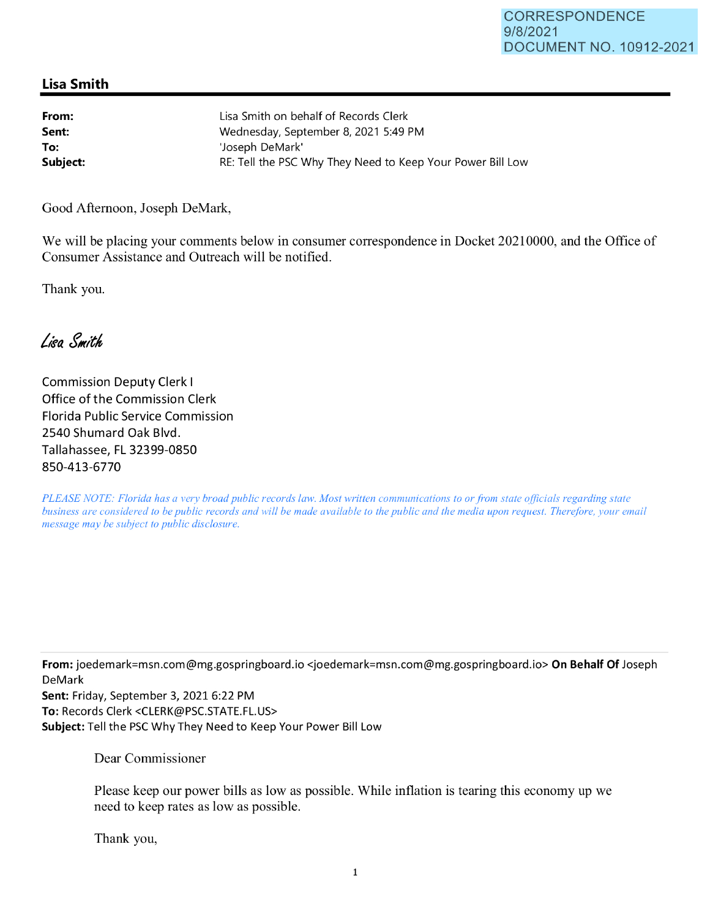CORRESPONDENCE
9/8/2021
DOCUMENT NO. 10912-2021

## Lisa Smith

**From:** Lisa Smith on behalf of Records Clerk
**Sent:** Wednesday, September 8, 2021 5:49 PM
**To:** 'Joseph DeMark'
**Subject:** RE: Tell the PSC Why They Need to Keep Your Power Bill Low

Good Afternoon, Joseph DeMark,

We will be placing your comments below in consumer correspondence in Docket 20210000, and the Office of Consumer Assistance and Outreach will be notified.

Thank you.

*Lisa Smith*

Commission Deputy Clerk I
Office of the Commission Clerk
Florida Public Service Commission
2540 Shumard Oak Blvd.
Tallahassee, FL 32399-0850
850-413-6770

*PLEASE NOTE: Florida has a very broad public records law. Most written communications to or from state officials regarding state business are considered to be public records and will be made available to the public and the media upon request. Therefore, your email message may be subject to public disclosure.*

---

**From:** joedemark=msn.com@mg.gospringboard.io <joedemark=msn.com@mg.gospringboard.io> **On Behalf Of** Joseph DeMark
**Sent:** Friday, September 3, 2021 6:22 PM
**To:** Records Clerk <CLERK@PSC.STATE.FL.US>
**Subject:** Tell the PSC Why They Need to Keep Your Power Bill Low

Dear Commissioner

Please keep our power bills as low as possible. While inflation is tearing this economy up we need to keep rates as low as possible.

Thank you,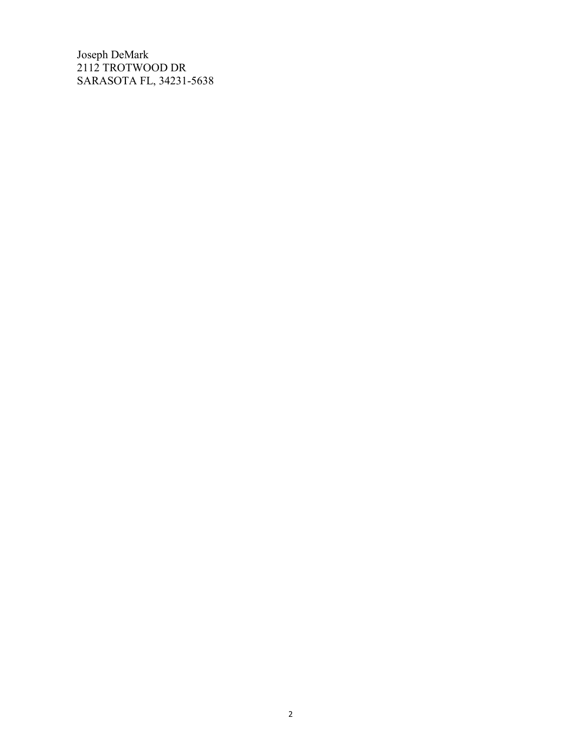Joseph DeMark
2112 TROTWOOD DR
SARASOTA FL, 34231-5638